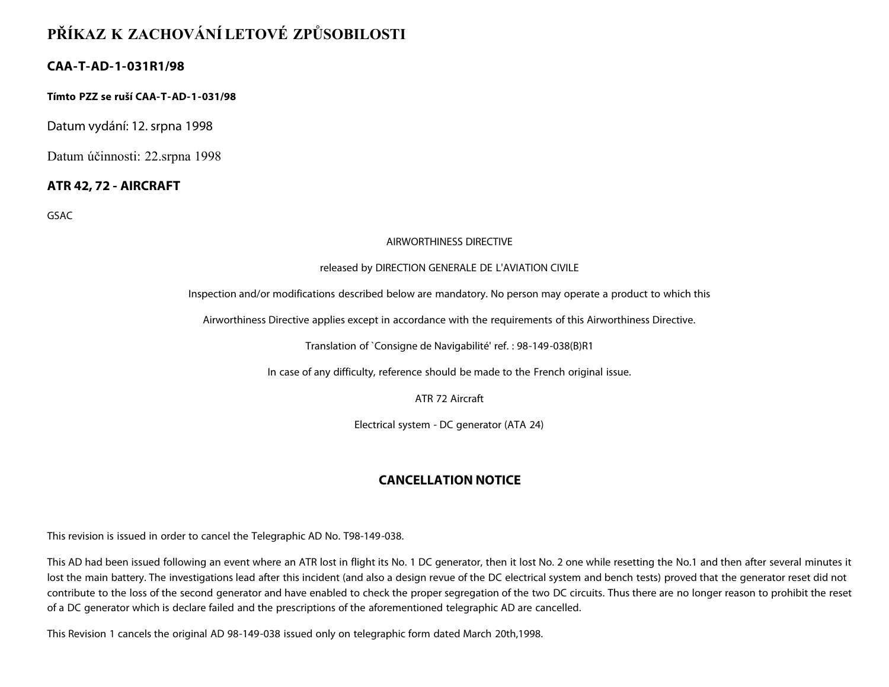# PŘÍKAZ K ZACHOVÁNÍ LETOVÉ ZPŮSOBILOSTI

## CAA-T-AD-1-031R1/98

**Tímto PZZ se ruší CAA-T-AD-1-031/98**

Datum vydání: 12. srpna 1998

Datum účinnosti: 22.srpna 1998

## ATR 42, 72 - AIRCRAFT

GSAC

AIRWORTHINESS DIRECTIVE

released by DIRECTION GENERALE DE L'AVIATION CIVILE

Inspection and/or modifications described below are mandatory. No person may operate a product to which this

Airworthiness Directive applies except in accordance with the requirements of this Airworthiness Directive.

Translation of `Consigne de Navigabilité' ref. : 98-149-038(B)R1

In case of any difficulty, reference should be made to the French original issue.

ATR 72 Aircraft

Electrical system - DC generator (ATA 24)

### CANCELLATION NOTICE

This revision is issued in order to cancel the Telegraphic AD No. T98-149-038.

This AD had been issued following an event where an ATR lost in flight its No. 1 DC generator, then it lost No. 2 one while resetting the No.1 and then after several minutes it lost the main battery. The investigations lead after this incident (and also a design revue of the DC electrical system and bench tests) proved that the generator reset did not contribute to the loss of the second generator and have enabled to check the proper segregation of the two DC circuits. Thus there are no longer reason to prohibit the reset of a DC generator which is declare failed and the prescriptions of the aforementioned telegraphic AD are cancelled.

This Revision 1 cancels the original AD 98-149-038 issued only on telegraphic form dated March 20th,1998.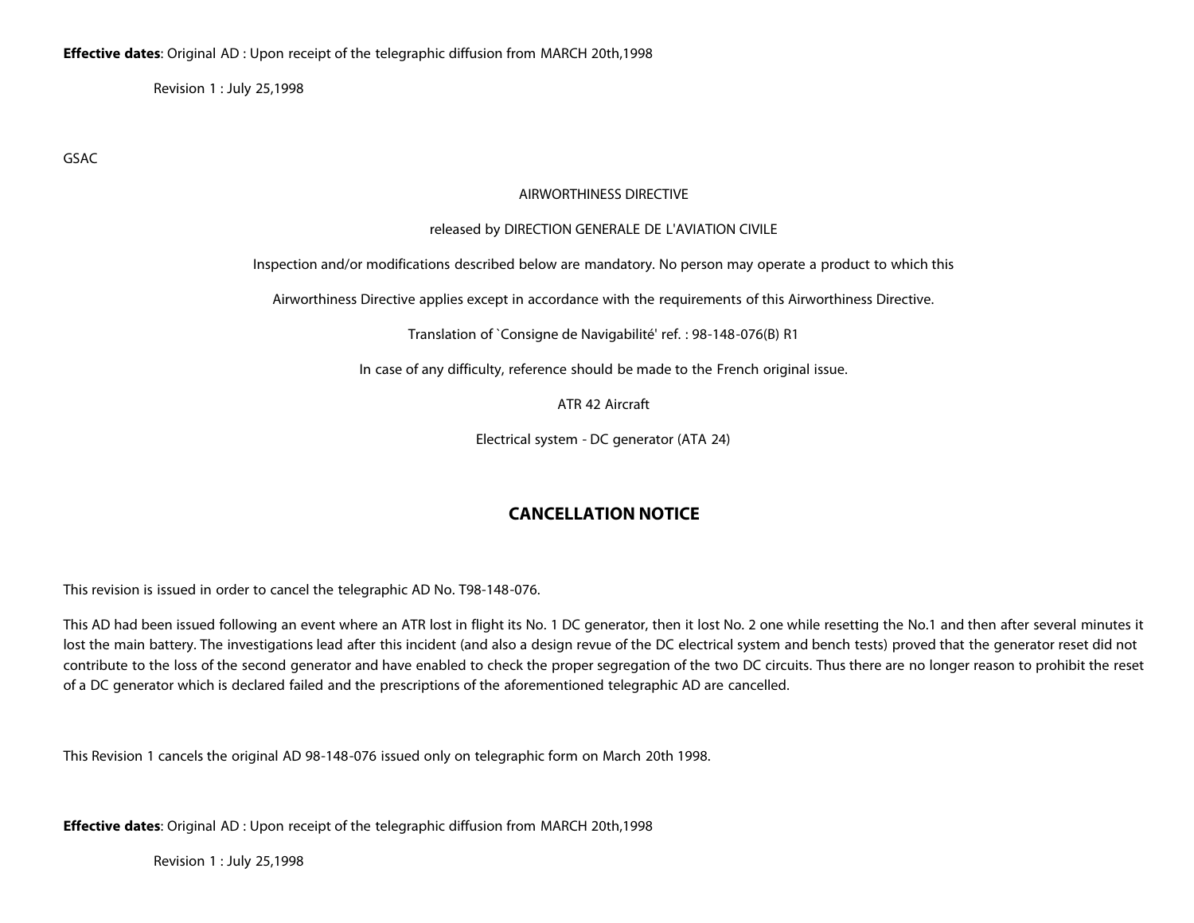**Effective dates**: Original AD : Upon receipt of the telegraphic diffusion from MARCH 20th,1998

Revision 1 : July 25,1998

GSAC

AIRWORTHINESS DIRECTIVE

released by DIRECTION GENERALE DE L'AVIATION CIVILE

Inspection and/or modifications described below are mandatory. No person may operate a product to which this

Airworthiness Directive applies except in accordance with the requirements of this Airworthiness Directive.

Translation of `Consigne de Navigabilité' ref. : 98-148-076(B) R1

In case of any difficulty, reference should be made to the French original issue.

ATR 42 Aircraft

Electrical system - DC generator (ATA 24)

## CANCELLATION NOTICE

This revision is issued in order to cancel the telegraphic AD No. T98-148-076.

This AD had been issued following an event where an ATR lost in flight its No. 1 DC generator, then it lost No. 2 one while resetting the No.1 and then after several minutes it lost the main battery. The investigations lead after this incident (and also a design revue of the DC electrical system and bench tests) proved that the generator reset did not contribute to the loss of the second generator and have enabled to check the proper segregation of the two DC circuits. Thus there are no longer reason to prohibit the reset of a DC generator which is declared failed and the prescriptions of the aforementioned telegraphic AD are cancelled.

This Revision 1 cancels the original AD 98-148-076 issued only on telegraphic form on March 20th 1998.

**Effective dates**: Original AD : Upon receipt of the telegraphic diffusion from MARCH 20th,1998

Revision 1 : July 25,1998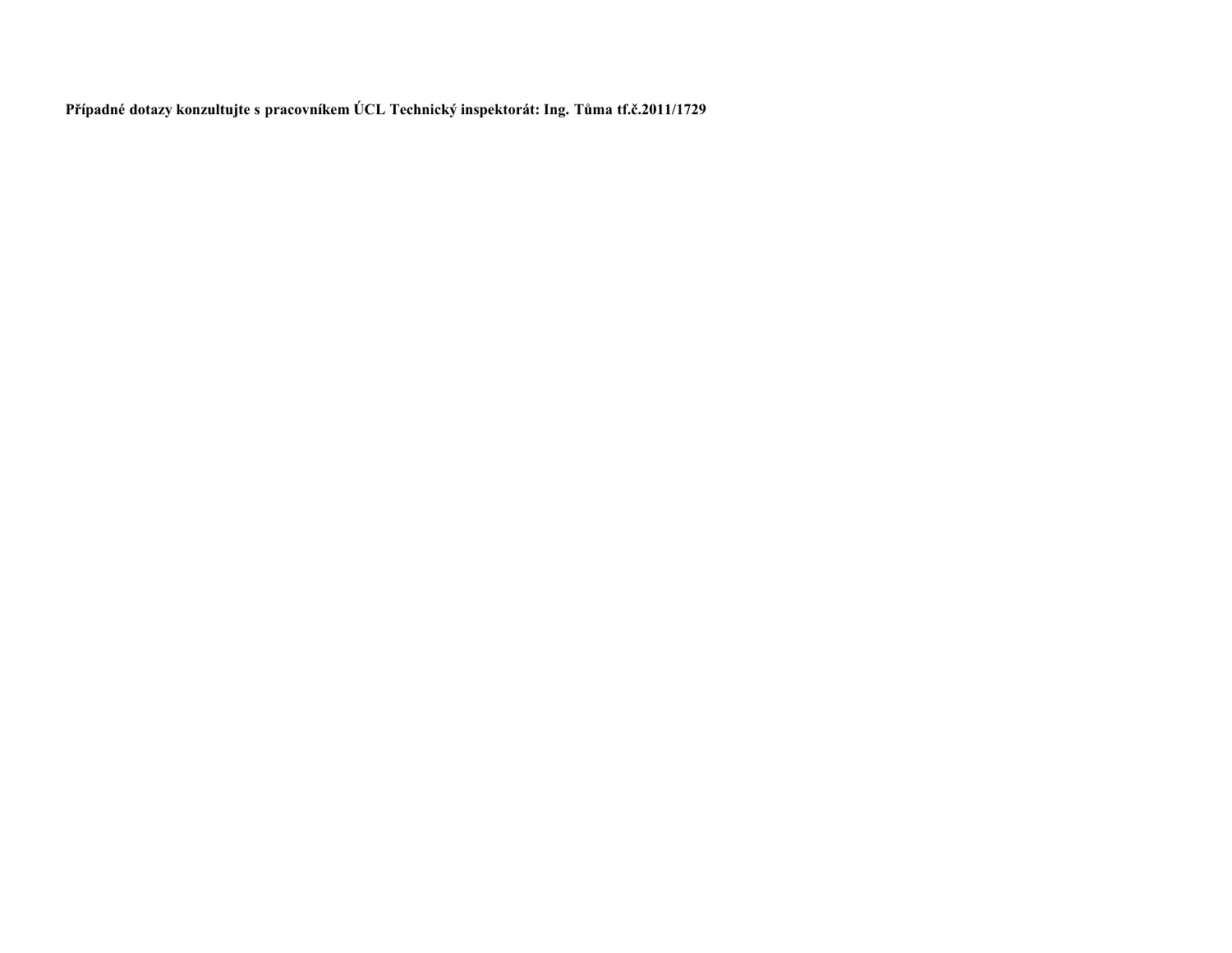**Případné dotazy konzultujte s pracovníkem ÚCL Technický inspektorát: Ing. Tůma tf.č.2011/1729**